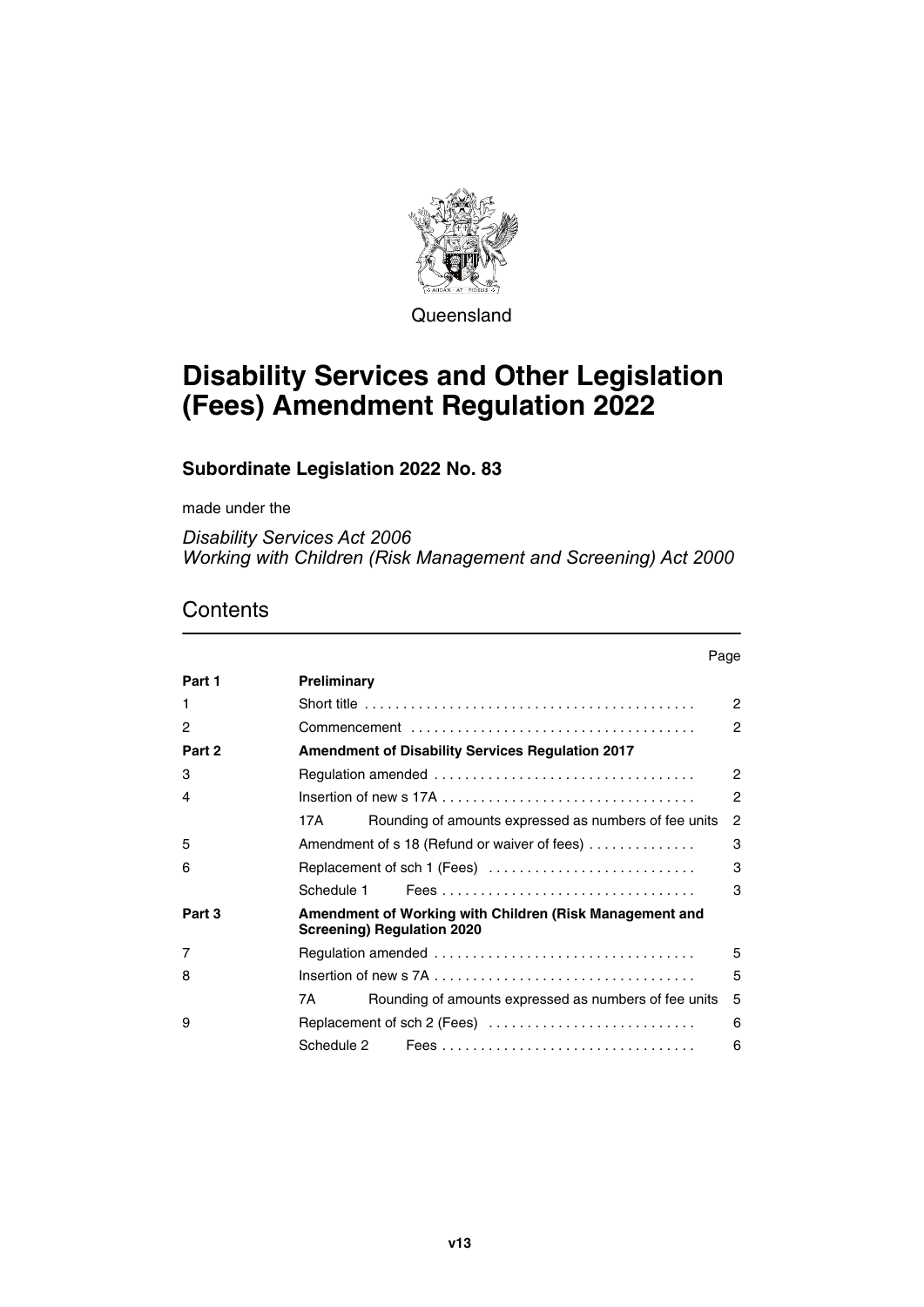Queensland

# Disability Services and Other Legislation (Fees) Amendment Regulation 2022

## Subordinate Legislation 2022 No. 83

made under the

*Disability Services Act 2006*
*Working with Children (Risk Management and Screening) Act 2000*

## Contents

| | | Page |
|---|---|---|
| **Part 1** | **Preliminary** | |
| 1 | Short title | 2 |
| 2 | Commencement | 2 |
| **Part 2** | **Amendment of Disability Services Regulation 2017** | |
| 3 | Regulation amended | 2 |
| 4 | Insertion of new s 17A | 2 |
| | 17A Rounding of amounts expressed as numbers of fee units | 2 |
| 5 | Amendment of s 18 (Refund or waiver of fees) | 3 |
| 6 | Replacement of sch 1 (Fees) | 3 |
| | Schedule 1 Fees | 3 |
| **Part 3** | **Amendment of Working with Children (Risk Management and Screening) Regulation 2020** | |
| 7 | Regulation amended | 5 |
| 8 | Insertion of new s 7A | 5 |
| | 7A Rounding of amounts expressed as numbers of fee units | 5 |
| 9 | Replacement of sch 2 (Fees) | 6 |
| | Schedule 2 Fees | 6 |

**v13**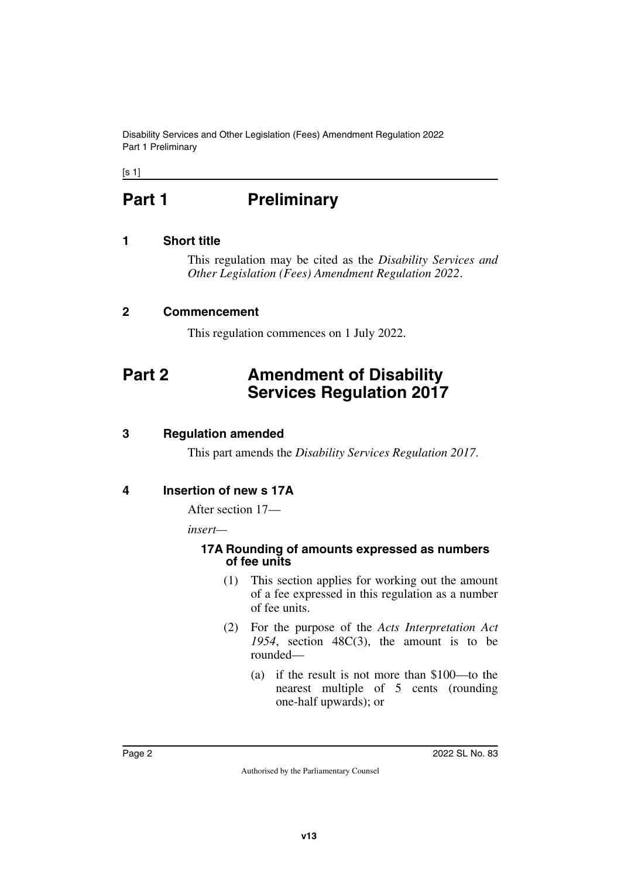# Part 1 Preliminary

## 1 Short title

This regulation may be cited as the *Disability Services and Other Legislation (Fees) Amendment Regulation 2022*.

## 2 Commencement

This regulation commences on 1 July 2022.

# Part 2 Amendment of Disability Services Regulation 2017

## 3 Regulation amended

This part amends the *Disability Services Regulation 2017*.

## 4 Insertion of new s 17A

After section 17—

*insert*—

### 17A Rounding of amounts expressed as numbers of fee units

(1) This section applies for working out the amount of a fee expressed in this regulation as a number of fee units.

(2) For the purpose of the *Acts Interpretation Act 1954*, section 48C(3), the amount is to be rounded—

(a) if the result is not more than $100—to the nearest multiple of 5 cents (rounding one-half upwards); or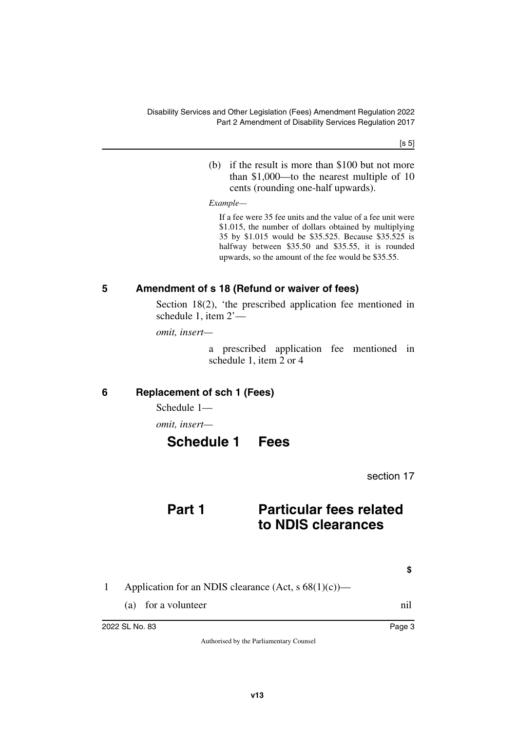(b) if the result is more than $100 but not more than $1,000—to the nearest multiple of 10 cents (rounding one-half upwards).

*Example—*

If a fee were 35 fee units and the value of a fee unit were $1.015, the number of dollars obtained by multiplying 35 by $1.015 would be $35.525. Because $35.525 is halfway between $35.50 and $35.55, it is rounded upwards, so the amount of the fee would be $35.55.

## 5 Amendment of s 18 (Refund or waiver of fees)

Section 18(2), 'the prescribed application fee mentioned in schedule 1, item 2'—

*omit, insert—*

a prescribed application fee mentioned in schedule 1, item 2 or 4

## 6 Replacement of sch 1 (Fees)

Schedule 1—

*omit, insert—*

# Schedule 1 Fees

section 17

## Part 1 Particular fees related to NDIS clearances

| | | $ |
|---|---|---|
| 1 | Application for an NDIS clearance (Act, s 68(1)(c))— | |
| | (a) for a volunteer | nil |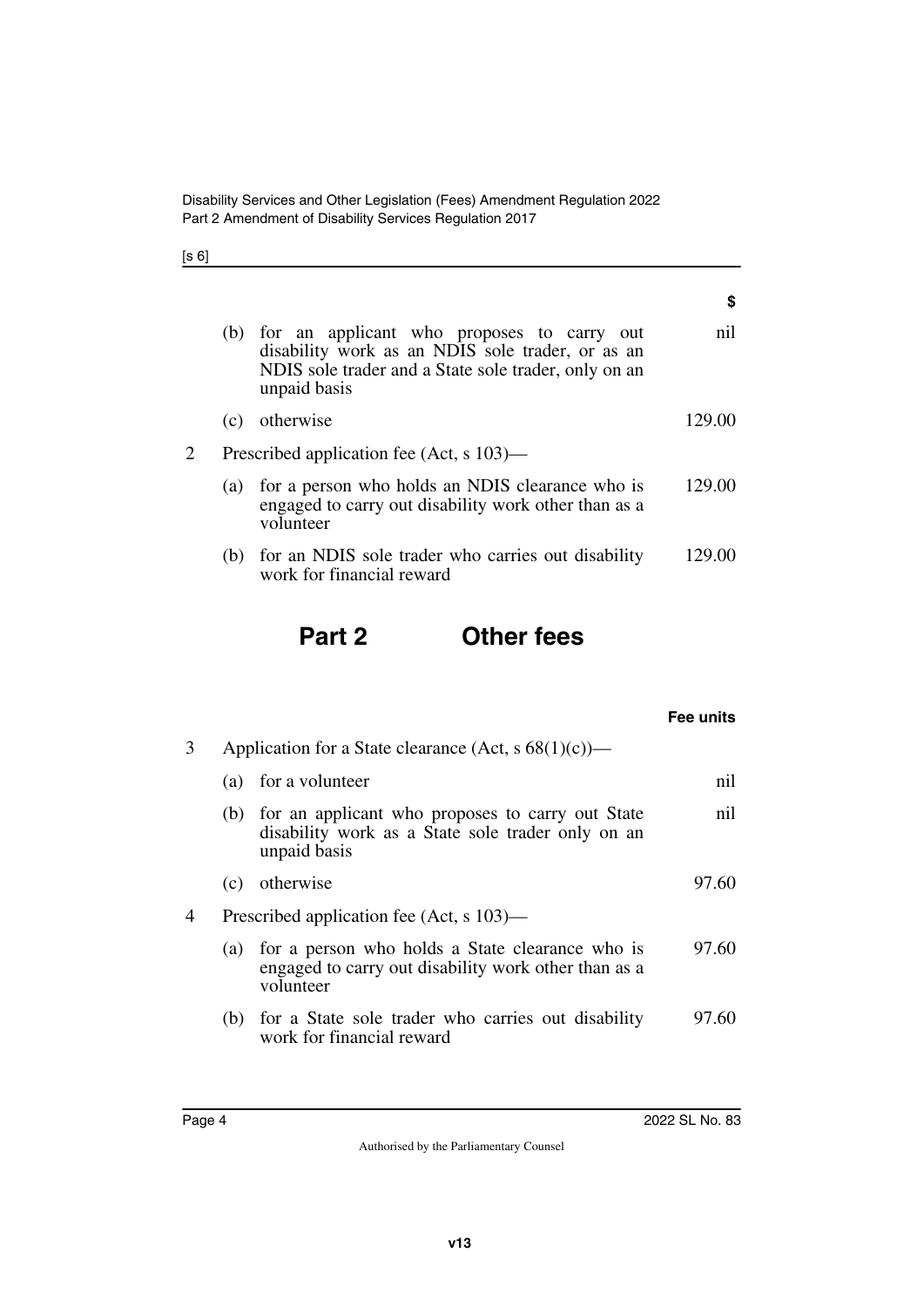| | | $ |
|---|---|---|
| | (b) for an applicant who proposes to carry out disability work as an NDIS sole trader, or as an NDIS sole trader and a State sole trader, only on an unpaid basis | nil |
| | (c) otherwise | 129.00 |
| 2 | Prescribed application fee (Act, s 103)— | |
| | (a) for a person who holds an NDIS clearance who is engaged to carry out disability work other than as a volunteer | 129.00 |
| | (b) for an NDIS sole trader who carries out disability work for financial reward | 129.00 |

## Part 2 Other fees

| | | Fee units |
|---|---|---|
| 3 | Application for a State clearance (Act, s 68(1)(c))— | |
| | (a) for a volunteer | nil |
| | (b) for an applicant who proposes to carry out State disability work as a State sole trader only on an unpaid basis | nil |
| | (c) otherwise | 97.60 |
| 4 | Prescribed application fee (Act, s 103)— | |
| | (a) for a person who holds a State clearance who is engaged to carry out disability work other than as a volunteer | 97.60 |
| | (b) for a State sole trader who carries out disability work for financial reward | 97.60 |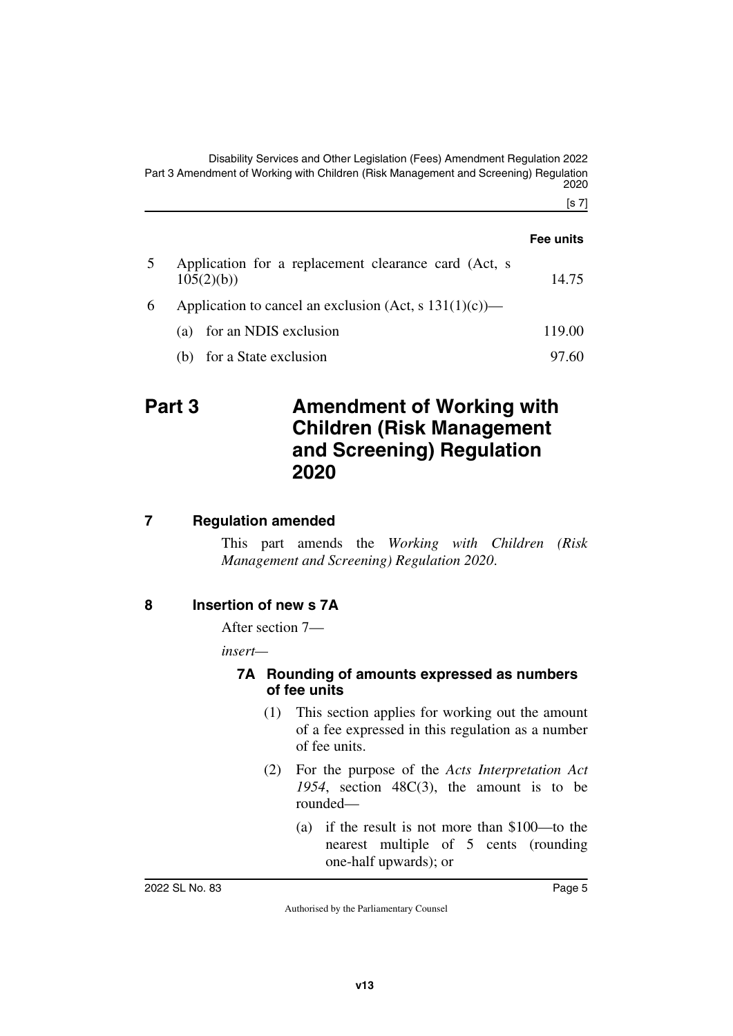| | | Fee units |
|---|---|---|
| 5 | Application for a replacement clearance card (Act, s 105(2)(b)) | 14.75 |
| 6 | Application to cancel an exclusion (Act, s 131(1)(c))— | |
| | (a) for an NDIS exclusion | 119.00 |
| | (b) for a State exclusion | 97.60 |

# Part 3 Amendment of Working with Children (Risk Management and Screening) Regulation 2020

## 7 Regulation amended

This part amends the *Working with Children (Risk Management and Screening) Regulation 2020*.

## 8 Insertion of new s 7A

After section 7—

*insert*—

### 7A Rounding of amounts expressed as numbers of fee units

(1) This section applies for working out the amount of a fee expressed in this regulation as a number of fee units.

(2) For the purpose of the *Acts Interpretation Act 1954*, section 48C(3), the amount is to be rounded—

(a) if the result is not more than $100—to the nearest multiple of 5 cents (rounding one-half upwards); or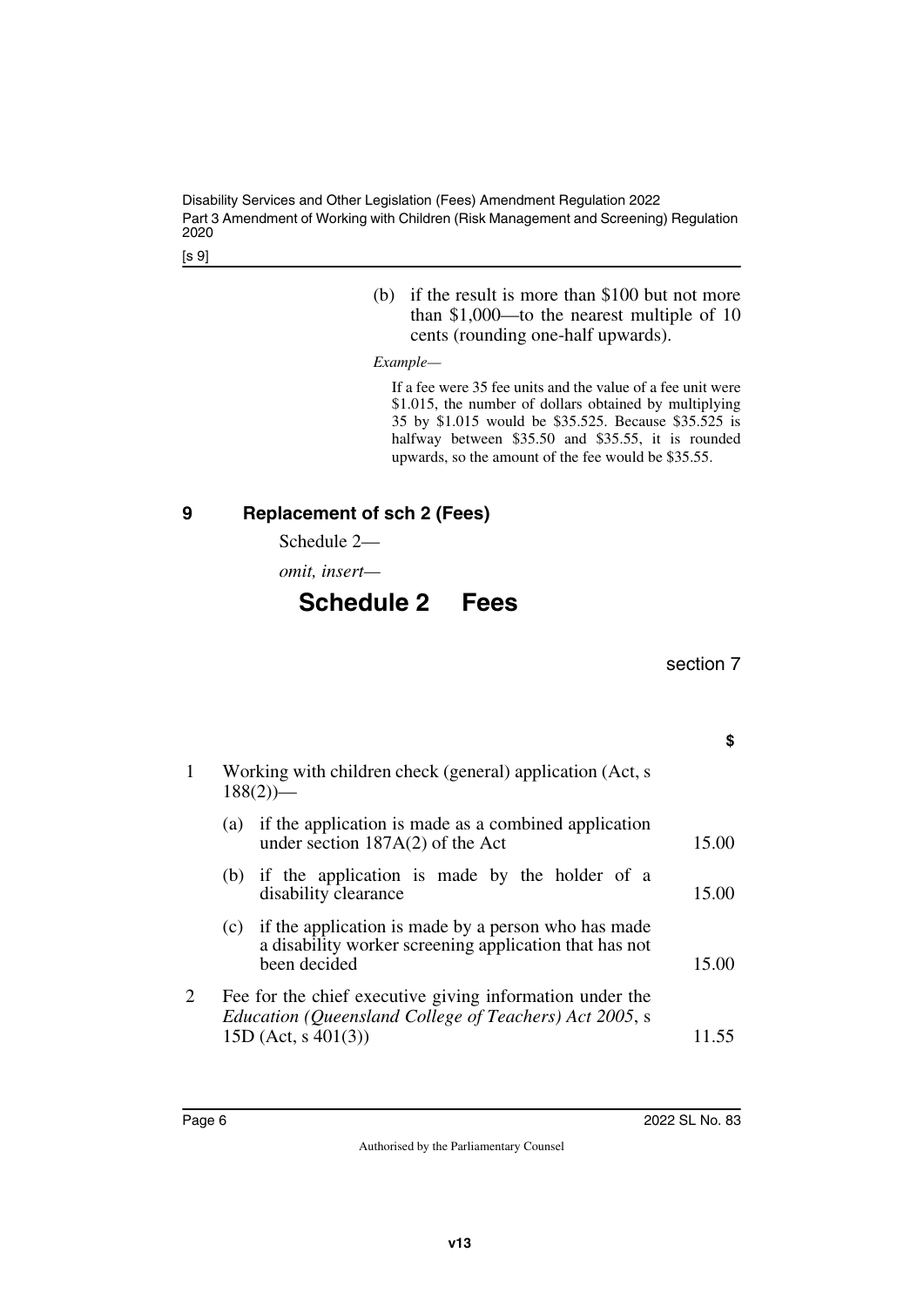(b) if the result is more than $100 but not more than $1,000—to the nearest multiple of 10 cents (rounding one-half upwards).

*Example—*

If a fee were 35 fee units and the value of a fee unit were $1.015, the number of dollars obtained by multiplying 35 by $1.015 would be $35.525. Because $35.525 is halfway between $35.50 and $35.55, it is rounded upwards, so the amount of the fee would be $35.55.

## 9 Replacement of sch 2 (Fees)

Schedule 2—

*omit, insert—*

# Schedule 2 Fees

section 7

| | | **$** |
|---|---|---|
| 1 | Working with children check (general) application (Act, s 188(2))— | |
| | (a) if the application is made as a combined application under section 187A(2) of the Act | 15.00 |
| | (b) if the application is made by the holder of a disability clearance | 15.00 |
| | (c) if the application is made by a person who has made a disability worker screening application that has not been decided | 15.00 |
| 2 | Fee for the chief executive giving information under the *Education (Queensland College of Teachers) Act 2005*, s 15D (Act, s 401(3)) | 11.55 |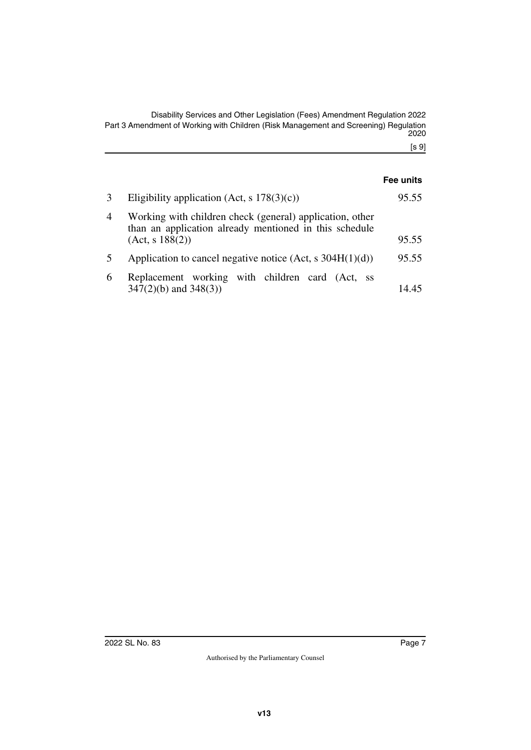| | | Fee units |
|---|---|---|
| 3 | Eligibility application (Act, s 178(3)(c)) | 95.55 |
| 4 | Working with children check (general) application, other than an application already mentioned in this schedule (Act, s 188(2)) | 95.55 |
| 5 | Application to cancel negative notice (Act, s 304H(1)(d)) | 95.55 |
| 6 | Replacement working with children card (Act, ss 347(2)(b) and 348(3)) | 14.45 |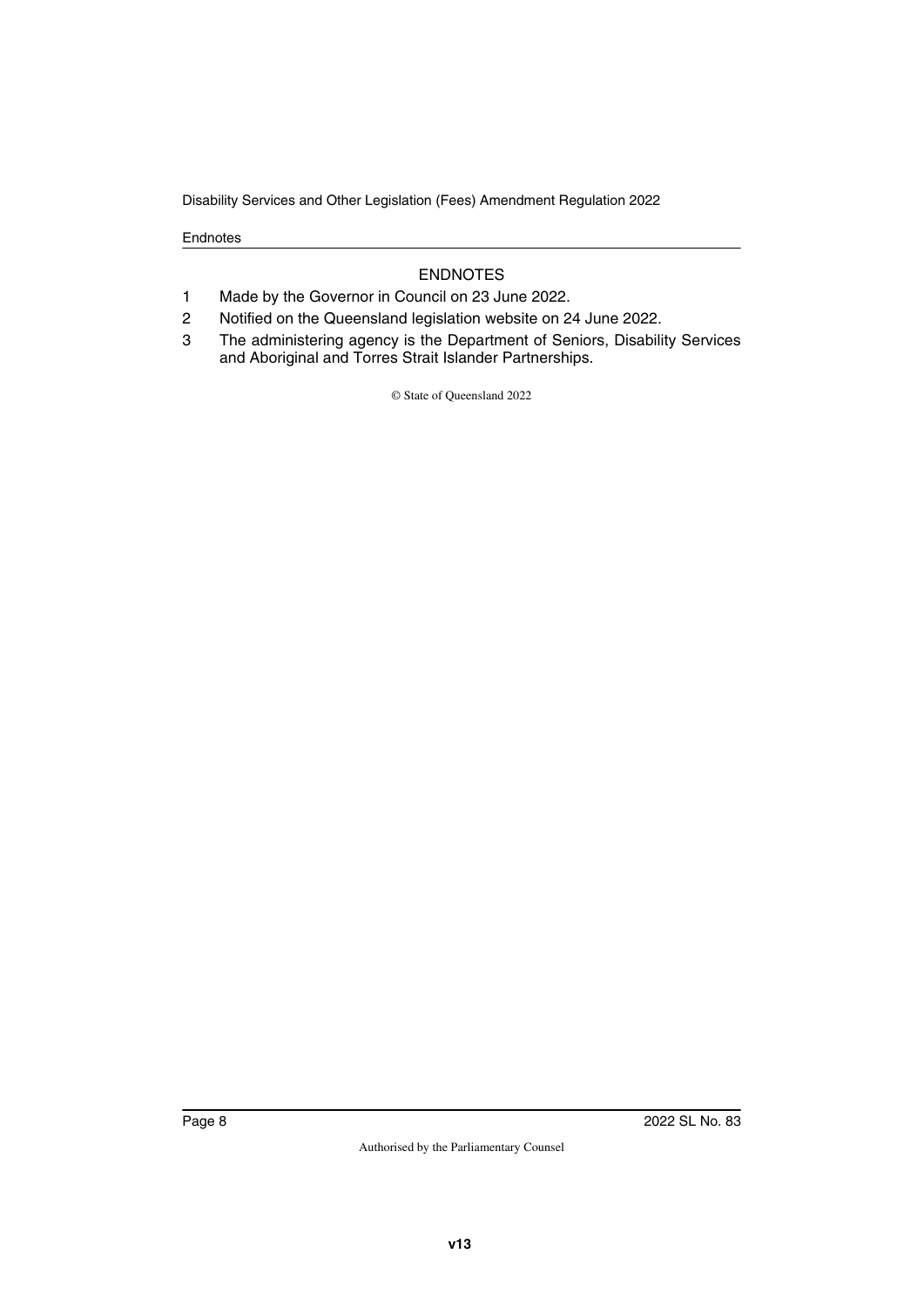## ENDNOTES

1 Made by the Governor in Council on 23 June 2022.

2 Notified on the Queensland legislation website on 24 June 2022.

3 The administering agency is the Department of Seniors, Disability Services and Aboriginal and Torres Strait Islander Partnerships.

© State of Queensland 2022